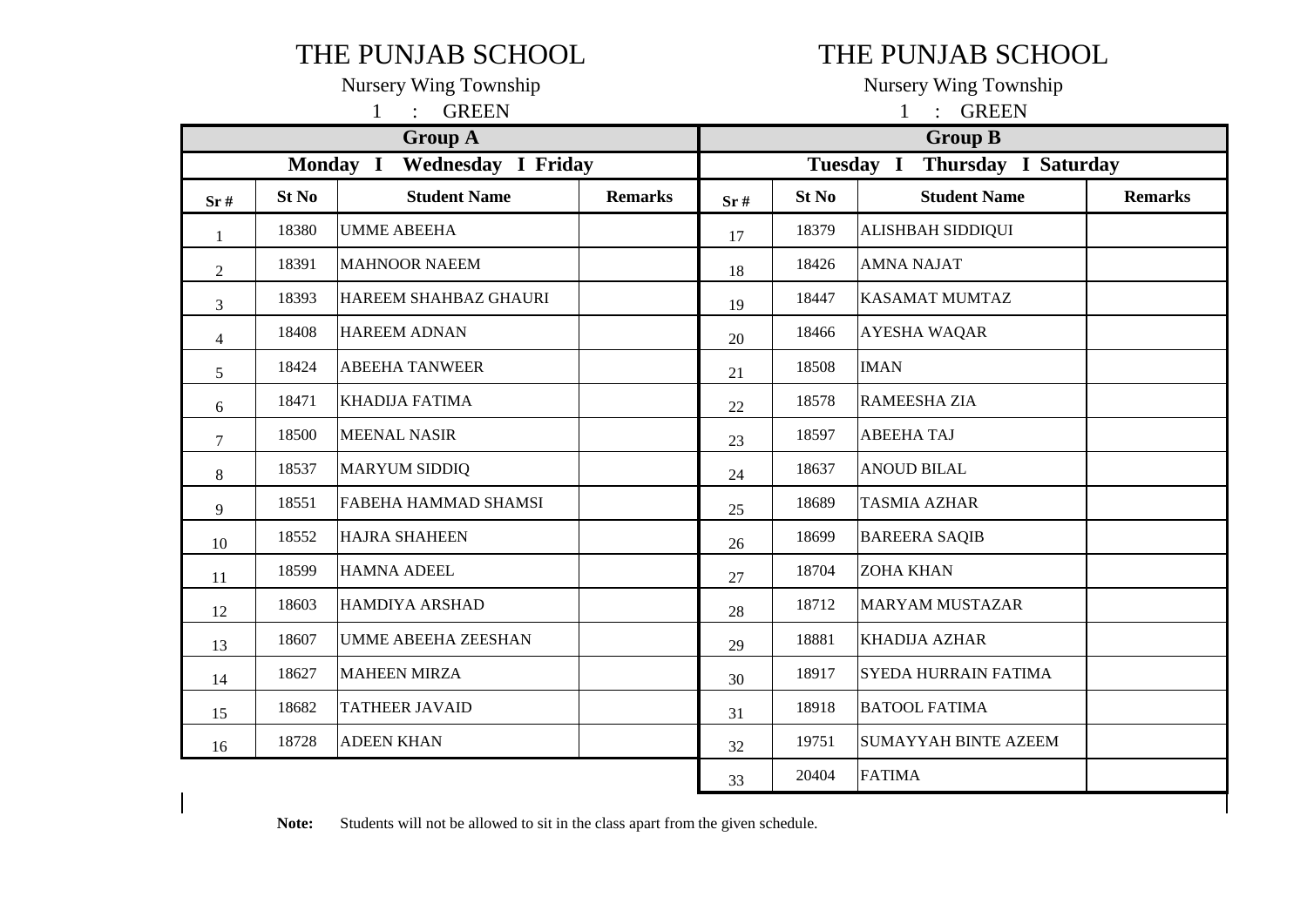# THE PUNJAB SCHOOL

Nursery Wing Township

1 : GREEN

| Group A | | | | Group B | | | |
|---|---|---|---|---|---|---|---|
| **Monday I Wednesday I Friday** | | | | **Tuesday I Thursday I Saturday** | | | |
| **Sr #** | **St No** | **Student Name** | **Remarks** | **Sr #** | **St No** | **Student Name** | **Remarks** |
| 1 | 18380 | UMME ABEEHA | | 17 | 18379 | ALISHBAH SIDDIQUI | |
| 2 | 18391 | MAHNOOR NAEEM | | 18 | 18426 | AMNA NAJAT | |
| 3 | 18393 | HAREEM SHAHBAZ GHAURI | | 19 | 18447 | KASAMAT MUMTAZ | |
| 4 | 18408 | HAREEM ADNAN | | 20 | 18466 | AYESHA WAQAR | |
| 5 | 18424 | ABEEHA TANWEER | | 21 | 18508 | IMAN | |
| 6 | 18471 | KHADIJA FATIMA | | 22 | 18578 | RAMEESHA ZIA | |
| 7 | 18500 | MEENAL NASIR | | 23 | 18597 | ABEEHA TAJ | |
| 8 | 18537 | MARYUM SIDDIQ | | 24 | 18637 | ANOUD BILAL | |
| 9 | 18551 | FABEHA HAMMAD SHAMSI | | 25 | 18689 | TASMIA AZHAR | |
| 10 | 18552 | HAJRA SHAHEEN | | 26 | 18699 | BAREERA SAQIB | |
| 11 | 18599 | HAMNA ADEEL | | 27 | 18704 | ZOHA KHAN | |
| 12 | 18603 | HAMDIYA ARSHAD | | 28 | 18712 | MARYAM MUSTAZAR | |
| 13 | 18607 | UMME ABEEHA ZEESHAN | | 29 | 18881 | KHADIJA AZHAR | |
| 14 | 18627 | MAHEEN MIRZA | | 30 | 18917 | SYEDA HURRAIN FATIMA | |
| 15 | 18682 | TATHEER JAVAID | | 31 | 18918 | BATOOL FATIMA | |
| 16 | 18728 | ADEEN KHAN | | 32 | 19751 | SUMAYYAH BINTE AZEEM | |
| | | | | 33 | 20404 | FATIMA | |

**Note:** Students will not be allowed to sit in the class apart from the given schedule.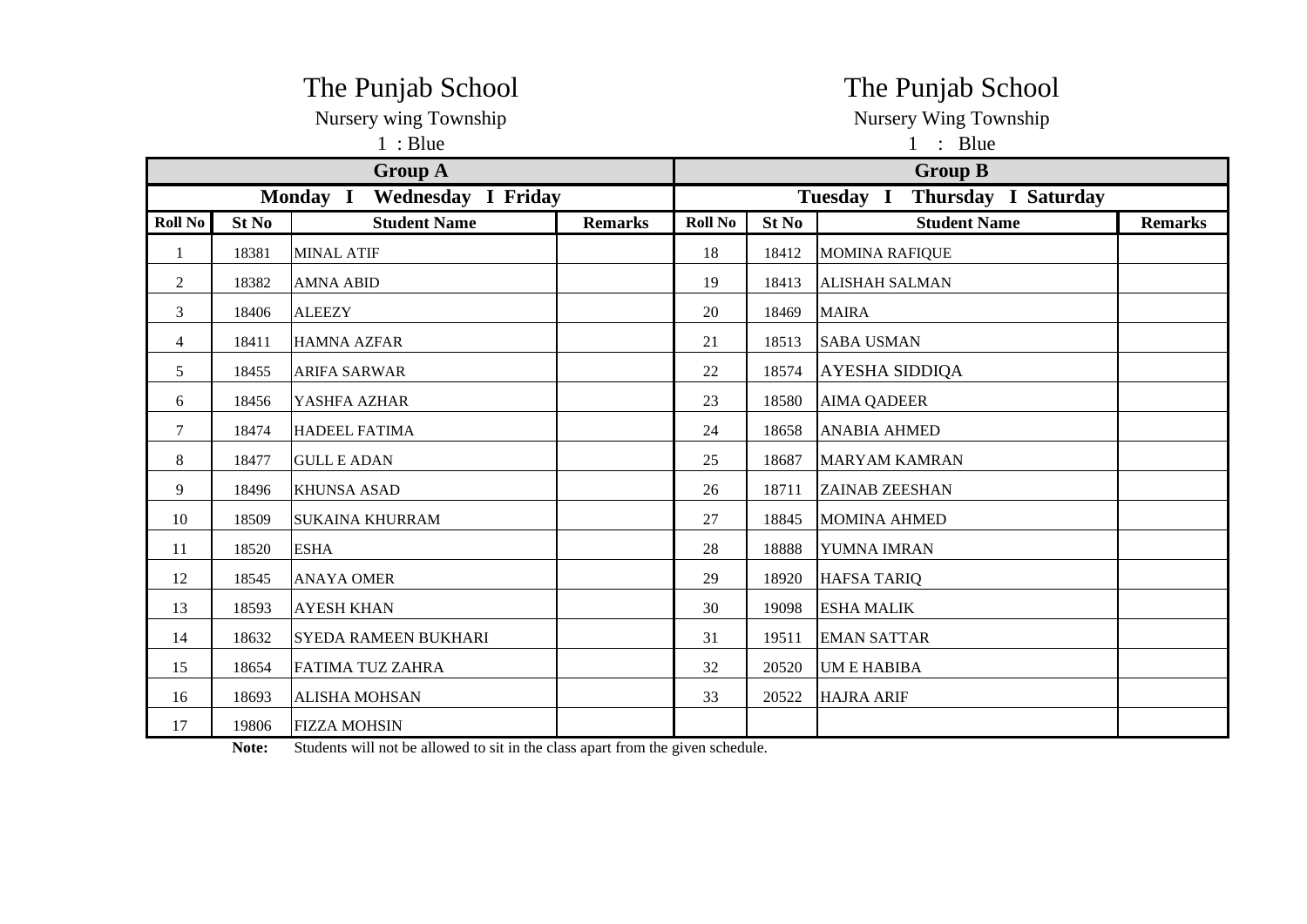# The Punjab School

Nursery wing Township

1 : Blue

# The Punjab School

Nursery Wing Township

1 : Blue

| Group A | | | | Group B | | | |
|---|---|---|---|---|---|---|---|
| Monday I Wednesday I Friday | | | | Tuesday I Thursday I Saturday | | | |
| **Roll No** | **St No** | **Student Name** | **Remarks** | **Roll No** | **St No** | **Student Name** | **Remarks** |
| 1 | 18381 | MINAL ATIF | | 18 | 18412 | MOMINA RAFIQUE | |
| 2 | 18382 | AMNA ABID | | 19 | 18413 | ALISHAH SALMAN | |
| 3 | 18406 | ALEEZY | | 20 | 18469 | MAIRA | |
| 4 | 18411 | HAMNA AZFAR | | 21 | 18513 | SABA USMAN | |
| 5 | 18455 | ARIFA SARWAR | | 22 | 18574 | AYESHA SIDDIQA | |
| 6 | 18456 | YASHFA AZHAR | | 23 | 18580 | AIMA QADEER | |
| 7 | 18474 | HADEEL FATIMA | | 24 | 18658 | ANABIA AHMED | |
| 8 | 18477 | GULL E ADAN | | 25 | 18687 | MARYAM KAMRAN | |
| 9 | 18496 | KHUNSA ASAD | | 26 | 18711 | ZAINAB ZEESHAN | |
| 10 | 18509 | SUKAINA KHURRAM | | 27 | 18845 | MOMINA AHMED | |
| 11 | 18520 | ESHA | | 28 | 18888 | YUMNA IMRAN | |
| 12 | 18545 | ANAYA OMER | | 29 | 18920 | HAFSA TARIQ | |
| 13 | 18593 | AYESH KHAN | | 30 | 19098 | ESHA MALIK | |
| 14 | 18632 | SYEDA RAMEEN BUKHARI | | 31 | 19511 | EMAN SATTAR | |
| 15 | 18654 | FATIMA TUZ ZAHRA | | 32 | 20520 | UM E HABIBA | |
| 16 | 18693 | ALISHA MOHSAN | | 33 | 20522 | HAJRA ARIF | |
| 17 | 19806 | FIZZA MOHSIN | | | | | |

**Note:** Students will not be allowed to sit in the class apart from the given schedule.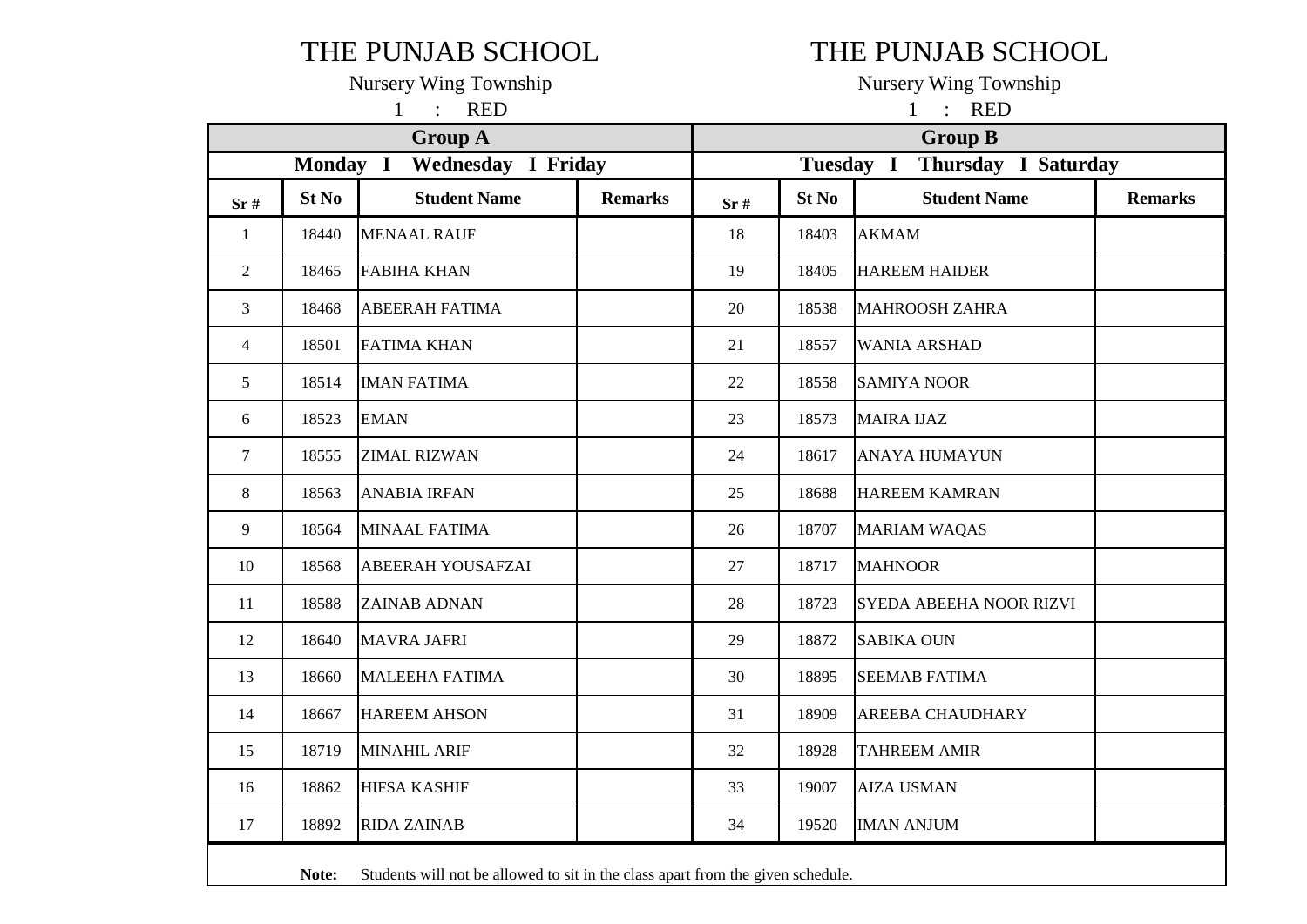# THE PUNJAB SCHOOL

Nursery Wing Township

1 : RED

| Group A | | | | Group B | | | |
|---|---|---|---|---|---|---|---|
| Monday I Wednesday I Friday | | | | Tuesday I Thursday I Saturday | | | |
| **Sr #** | **St No** | **Student Name** | **Remarks** | **Sr #** | **St No** | **Student Name** | **Remarks** |
| 1 | 18440 | MENAAL RAUF | | 18 | 18403 | AKMAM | |
| 2 | 18465 | FABIHA KHAN | | 19 | 18405 | HAREEM HAIDER | |
| 3 | 18468 | ABEERAH FATIMA | | 20 | 18538 | MAHROOSH ZAHRA | |
| 4 | 18501 | FATIMA KHAN | | 21 | 18557 | WANIA ARSHAD | |
| 5 | 18514 | IMAN FATIMA | | 22 | 18558 | SAMIYA NOOR | |
| 6 | 18523 | EMAN | | 23 | 18573 | MAIRA IJAZ | |
| 7 | 18555 | ZIMAL RIZWAN | | 24 | 18617 | ANAYA HUMAYUN | |
| 8 | 18563 | ANABIA IRFAN | | 25 | 18688 | HAREEM KAMRAN | |
| 9 | 18564 | MINAAL FATIMA | | 26 | 18707 | MARIAM WAQAS | |
| 10 | 18568 | ABEERAH YOUSAFZAI | | 27 | 18717 | MAHNOOR | |
| 11 | 18588 | ZAINAB ADNAN | | 28 | 18723 | SYEDA ABEEHA NOOR RIZVI | |
| 12 | 18640 | MAVRA JAFRI | | 29 | 18872 | SABIKA OUN | |
| 13 | 18660 | MALEEHA FATIMA | | 30 | 18895 | SEEMAB FATIMA | |
| 14 | 18667 | HAREEM AHSON | | 31 | 18909 | AREEBA CHAUDHARY | |
| 15 | 18719 | MINAHIL ARIF | | 32 | 18928 | TAHREEM AMIR | |
| 16 | 18862 | HIFSA KASHIF | | 33 | 19007 | AIZA USMAN | |
| 17 | 18892 | RIDA ZAINAB | | 34 | 19520 | IMAN ANJUM | |

**Note:** Students will not be allowed to sit in the class apart from the given schedule.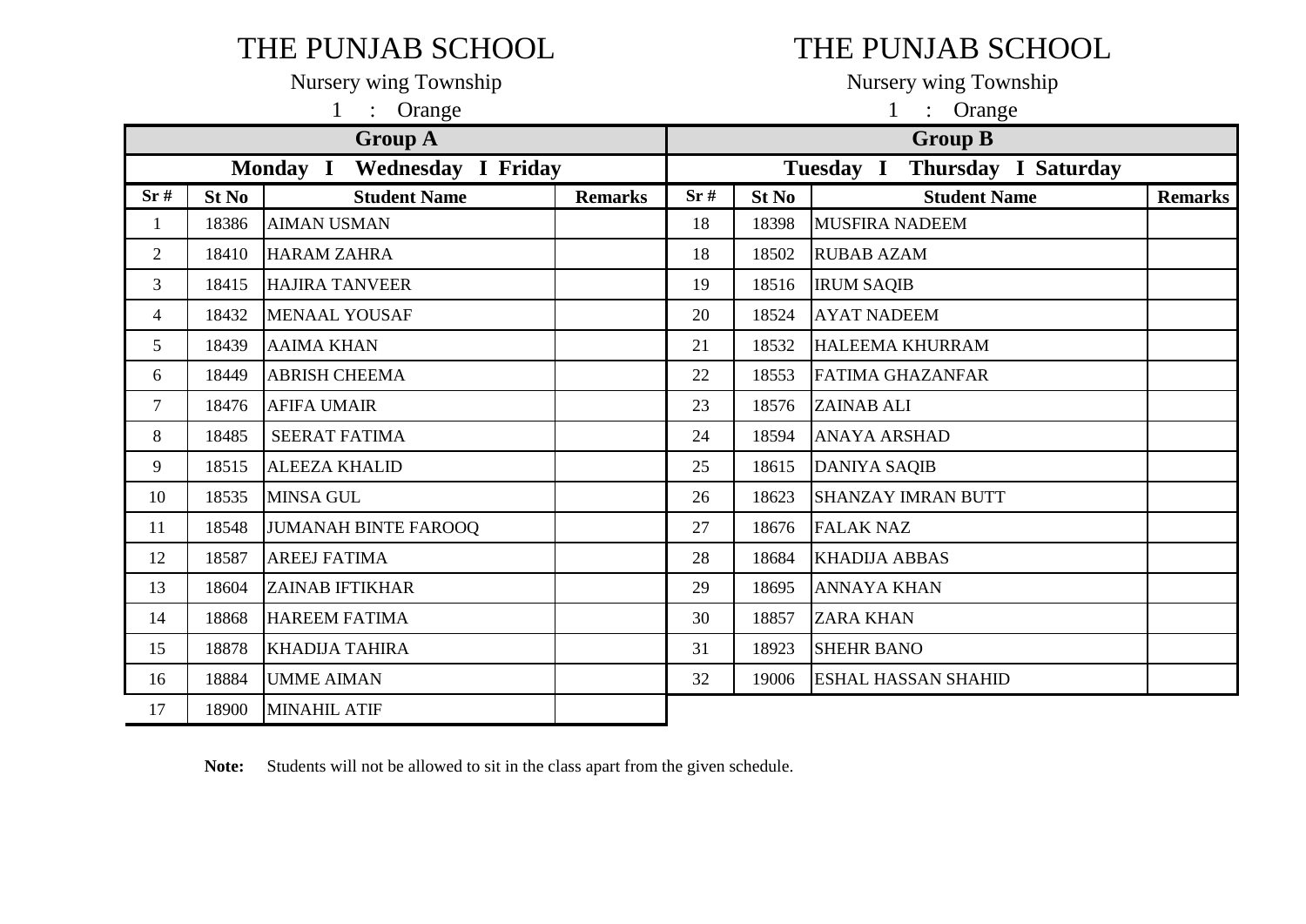# THE PUNJAB SCHOOL

Nursery wing Township

1 : Orange

| Group A | | | | Group B | | | |
|---|---|---|---|---|---|---|---|
| Monday I Wednesday I Friday | | | | Tuesday I Thursday I Saturday | | | |
| **Sr #** | **St No** | **Student Name** | **Remarks** | **Sr #** | **St No** | **Student Name** | **Remarks** |
| 1 | 18386 | AIMAN USMAN | | 18 | 18398 | MUSFIRA NADEEM | |
| 2 | 18410 | HARAM ZAHRA | | 18 | 18502 | RUBAB AZAM | |
| 3 | 18415 | HAJIRA TANVEER | | 19 | 18516 | IRUM SAQIB | |
| 4 | 18432 | MENAAL YOUSAF | | 20 | 18524 | AYAT NADEEM | |
| 5 | 18439 | AAIMA KHAN | | 21 | 18532 | HALEEMA KHURRAM | |
| 6 | 18449 | ABRISH CHEEMA | | 22 | 18553 | FATIMA GHAZANFAR | |
| 7 | 18476 | AFIFA UMAIR | | 23 | 18576 | ZAINAB ALI | |
| 8 | 18485 | SEERAT FATIMA | | 24 | 18594 | ANAYA ARSHAD | |
| 9 | 18515 | ALEEZA KHALID | | 25 | 18615 | DANIYA SAQIB | |
| 10 | 18535 | MINSA GUL | | 26 | 18623 | SHANZAY IMRAN BUTT | |
| 11 | 18548 | JUMANAH BINTE FAROOQ | | 27 | 18676 | FALAK NAZ | |
| 12 | 18587 | AREEJ FATIMA | | 28 | 18684 | KHADIJA ABBAS | |
| 13 | 18604 | ZAINAB IFTIKHAR | | 29 | 18695 | ANNAYA KHAN | |
| 14 | 18868 | HAREEM FATIMA | | 30 | 18857 | ZARA KHAN | |
| 15 | 18878 | KHADIJA TAHIRA | | 31 | 18923 | SHEHR BANO | |
| 16 | 18884 | UMME AIMAN | | 32 | 19006 | ESHAL HASSAN SHAHID | |
| 17 | 18900 | MINAHIL ATIF | | | | | |

**Note:** Students will not be allowed to sit in the class apart from the given schedule.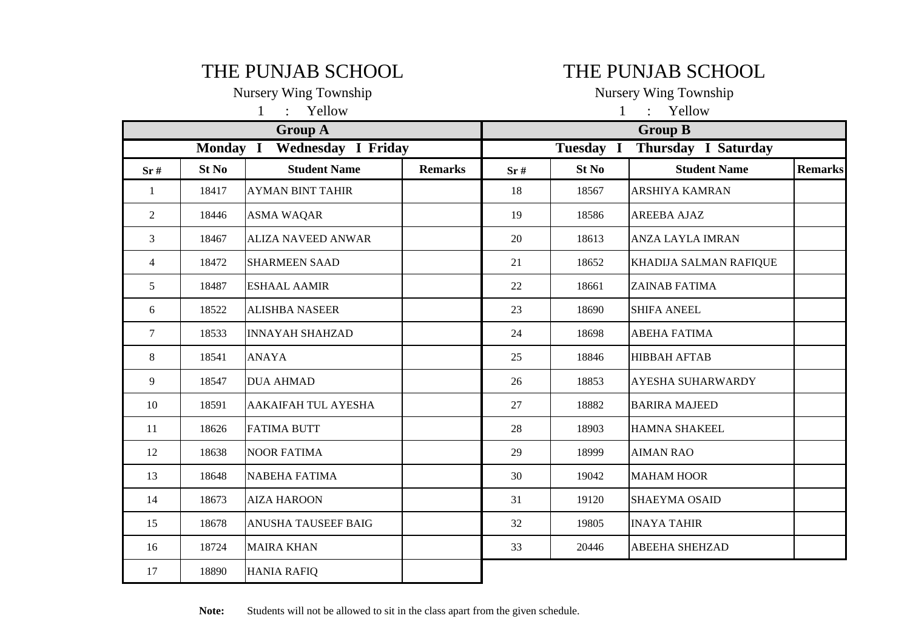## THE PUNJAB SCHOOL

Nursery Wing Township

1 : Yellow

### Group A

**Monday I Wednesday I Friday**

| Sr # | St No | Student Name | Remarks |
|---|---|---|---|
| 1 | 18417 | AYMAN BINT TAHIR | |
| 2 | 18446 | ASMA WAQAR | |
| 3 | 18467 | ALIZA NAVEED ANWAR | |
| 4 | 18472 | SHARMEEN SAAD | |
| 5 | 18487 | ESHAAL AAMIR | |
| 6 | 18522 | ALISHBA NASEER | |
| 7 | 18533 | INNAYAH SHAHZAD | |
| 8 | 18541 | ANAYA | |
| 9 | 18547 | DUA AHMAD | |
| 10 | 18591 | AAKAIFAH TUL AYESHA | |
| 11 | 18626 | FATIMA BUTT | |
| 12 | 18638 | NOOR FATIMA | |
| 13 | 18648 | NABEHA FATIMA | |
| 14 | 18673 | AIZA HAROON | |
| 15 | 18678 | ANUSHA TAUSEEF BAIG | |
| 16 | 18724 | MAIRA KHAN | |
| 17 | 18890 | HANIA RAFIQ | |

## THE PUNJAB SCHOOL

Nursery Wing Township

1 : Yellow

### Group B

**Tuesday I Thursday I Saturday**

| Sr # | St No | Student Name | Remarks |
|---|---|---|---|
| 18 | 18567 | ARSHIYA KAMRAN | |
| 19 | 18586 | AREEBA AJAZ | |
| 20 | 18613 | ANZA LAYLA IMRAN | |
| 21 | 18652 | KHADIJA SALMAN RAFIQUE | |
| 22 | 18661 | ZAINAB FATIMA | |
| 23 | 18690 | SHIFA ANEEL | |
| 24 | 18698 | ABEHA FATIMA | |
| 25 | 18846 | HIBBAH AFTAB | |
| 26 | 18853 | AYESHA SUHARWARDY | |
| 27 | 18882 | BARIRA MAJEED | |
| 28 | 18903 | HAMNA SHAKEEL | |
| 29 | 18999 | AIMAN RAO | |
| 30 | 19042 | MAHAM HOOR | |
| 31 | 19120 | SHAEYMA OSAID | |
| 32 | 19805 | INAYA TAHIR | |
| 33 | 20446 | ABEEHA SHEHZAD | |

**Note:** Students will not be allowed to sit in the class apart from the given schedule.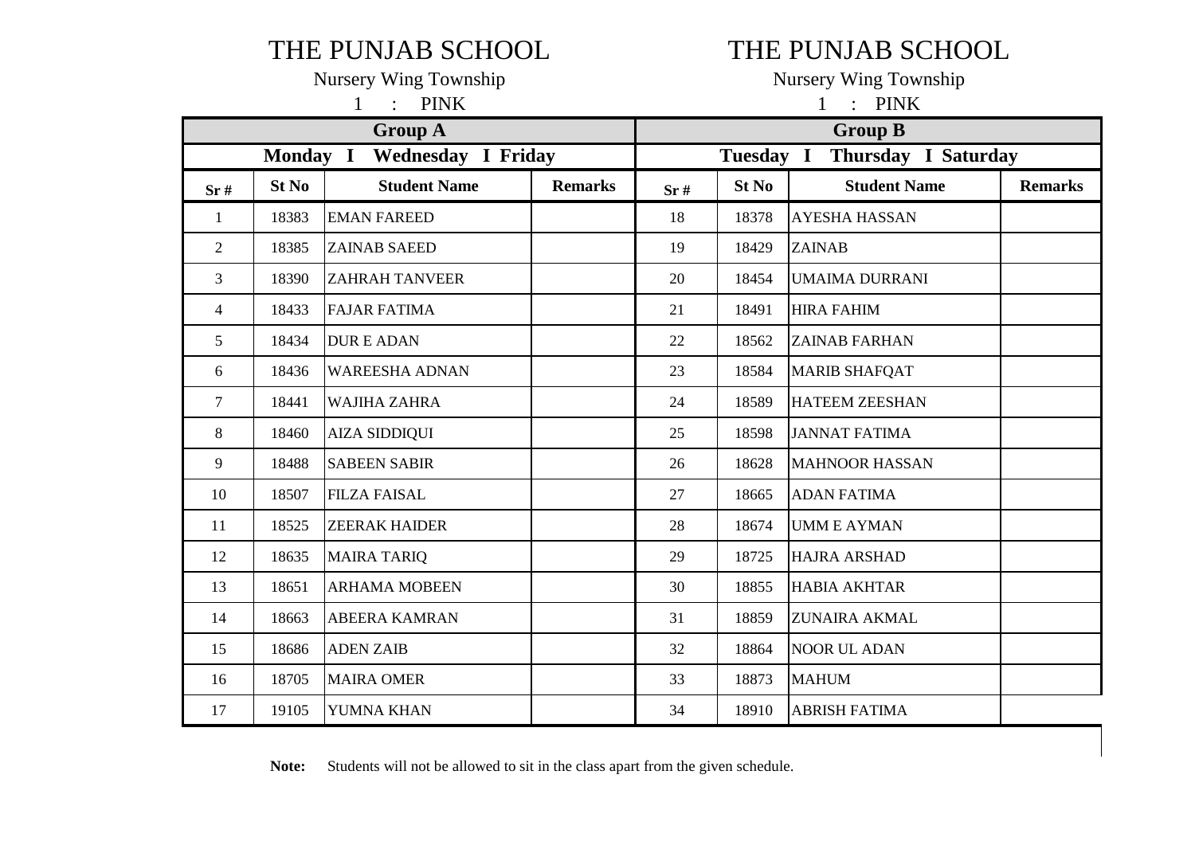# THE PUNJAB SCHOOL

Nursery Wing Township

1 : PINK

| Group A | | | | Group B | | | |
|---|---|---|---|---|---|---|---|
| **Monday I Wednesday I Friday** | | | | **Tuesday I Thursday I Saturday** | | | |
| **Sr #** | **St No** | **Student Name** | **Remarks** | **Sr #** | **St No** | **Student Name** | **Remarks** |
| 1 | 18383 | EMAN FAREED | | 18 | 18378 | AYESHA HASSAN | |
| 2 | 18385 | ZAINAB SAEED | | 19 | 18429 | ZAINAB | |
| 3 | 18390 | ZAHRAH TANVEER | | 20 | 18454 | UMAIMA DURRANI | |
| 4 | 18433 | FAJAR FATIMA | | 21 | 18491 | HIRA FAHIM | |
| 5 | 18434 | DUR E ADAN | | 22 | 18562 | ZAINAB FARHAN | |
| 6 | 18436 | WAREESHA ADNAN | | 23 | 18584 | MARIB SHAFQAT | |
| 7 | 18441 | WAJIHA ZAHRA | | 24 | 18589 | HATEEM ZEESHAN | |
| 8 | 18460 | AIZA SIDDIQUI | | 25 | 18598 | JANNAT FATIMA | |
| 9 | 18488 | SABEEN SABIR | | 26 | 18628 | MAHNOOR HASSAN | |
| 10 | 18507 | FILZA FAISAL | | 27 | 18665 | ADAN FATIMA | |
| 11 | 18525 | ZEERAK HAIDER | | 28 | 18674 | UMM E AYMAN | |
| 12 | 18635 | MAIRA TARIQ | | 29 | 18725 | HAJRA ARSHAD | |
| 13 | 18651 | ARHAMA MOBEEN | | 30 | 18855 | HABIA AKHTAR | |
| 14 | 18663 | ABEERA KAMRAN | | 31 | 18859 | ZUNAIRA AKMAL | |
| 15 | 18686 | ADEN ZAIB | | 32 | 18864 | NOOR UL ADAN | |
| 16 | 18705 | MAIRA OMER | | 33 | 18873 | MAHUM | |
| 17 | 19105 | YUMNA KHAN | | 34 | 18910 | ABRISH FATIMA | |

**Note:** Students will not be allowed to sit in the class apart from the given schedule.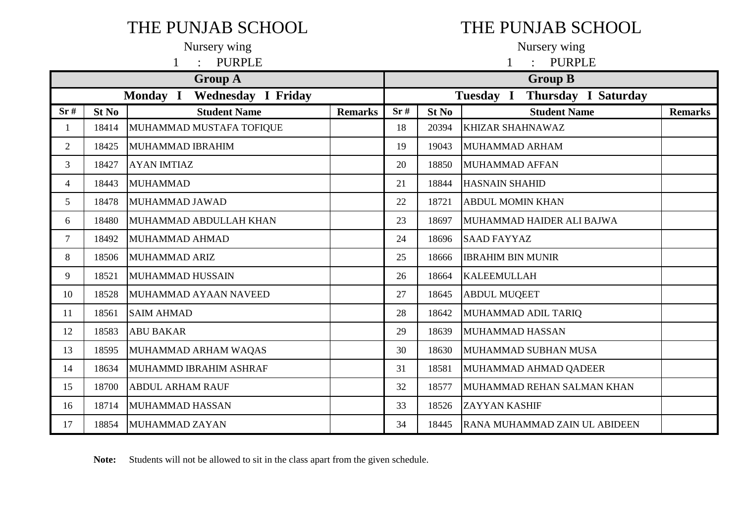# THE PUNJAB SCHOOL

Nursery wing

1 : PURPLE

| Group A | | | | Group B | | | |
|---|---|---|---|---|---|---|---|
| Monday I Wednesday I Friday | | | | Tuesday I Thursday I Saturday | | | |
| Sr # | St No | Student Name | Remarks | Sr # | St No | Student Name | Remarks |
| 1 | 18414 | MUHAMMAD MUSTAFA TOFIQUE | | 18 | 20394 | KHIZAR SHAHNAWAZ | |
| 2 | 18425 | MUHAMMAD IBRAHIM | | 19 | 19043 | MUHAMMAD ARHAM | |
| 3 | 18427 | AYAN IMTIAZ | | 20 | 18850 | MUHAMMAD AFFAN | |
| 4 | 18443 | MUHAMMAD | | 21 | 18844 | HASNAIN SHAHID | |
| 5 | 18478 | MUHAMMAD JAWAD | | 22 | 18721 | ABDUL MOMIN KHAN | |
| 6 | 18480 | MUHAMMAD ABDULLAH KHAN | | 23 | 18697 | MUHAMMAD HAIDER ALI BAJWA | |
| 7 | 18492 | MUHAMMAD AHMAD | | 24 | 18696 | SAAD FAYYAZ | |
| 8 | 18506 | MUHAMMAD ARIZ | | 25 | 18666 | IBRAHIM BIN MUNIR | |
| 9 | 18521 | MUHAMMAD HUSSAIN | | 26 | 18664 | KALEEMULLAH | |
| 10 | 18528 | MUHAMMAD AYAAN NAVEED | | 27 | 18645 | ABDUL MUQEET | |
| 11 | 18561 | SAIM AHMAD | | 28 | 18642 | MUHAMMAD ADIL TARIQ | |
| 12 | 18583 | ABU BAKAR | | 29 | 18639 | MUHAMMAD HASSAN | |
| 13 | 18595 | MUHAMMAD ARHAM WAQAS | | 30 | 18630 | MUHAMMAD SUBHAN MUSA | |
| 14 | 18634 | MUHAMMD IBRAHIM ASHRAF | | 31 | 18581 | MUHAMMAD AHMAD QADEER | |
| 15 | 18700 | ABDUL ARHAM RAUF | | 32 | 18577 | MUHAMMAD REHAN SALMAN KHAN | |
| 16 | 18714 | MUHAMMAD HASSAN | | 33 | 18526 | ZAYYAN KASHIF | |
| 17 | 18854 | MUHAMMAD ZAYAN | | 34 | 18445 | RANA MUHAMMAD ZAIN UL ABIDEEN | |

**Note:** Students will not be allowed to sit in the class apart from the given schedule.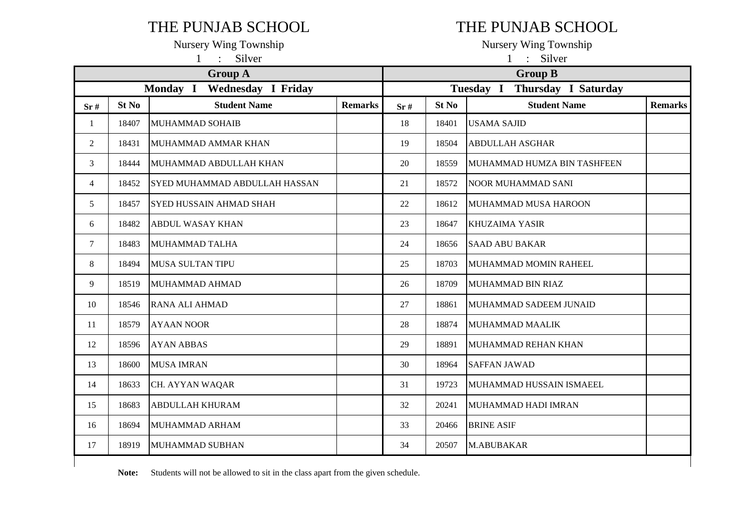# THE PUNJAB SCHOOL

Nursery Wing Township

1 : Silver

| Group A | | | | Group B | | | |
|---|---|---|---|---|---|---|---|
| Monday I Wednesday I Friday | | | | Tuesday I Thursday I Saturday | | | |
| **Sr #** | **St No** | **Student Name** | **Remarks** | **Sr #** | **St No** | **Student Name** | **Remarks** |
| 1 | 18407 | MUHAMMAD SOHAIB | | 18 | 18401 | USAMA SAJID | |
| 2 | 18431 | MUHAMMAD AMMAR KHAN | | 19 | 18504 | ABDULLAH ASGHAR | |
| 3 | 18444 | MUHAMMAD ABDULLAH KHAN | | 20 | 18559 | MUHAMMAD HUMZA BIN TASHFEEN | |
| 4 | 18452 | SYED MUHAMMAD ABDULLAH HASSAN | | 21 | 18572 | NOOR MUHAMMAD SANI | |
| 5 | 18457 | SYED HUSSAIN AHMAD SHAH | | 22 | 18612 | MUHAMMAD MUSA HAROON | |
| 6 | 18482 | ABDUL WASAY KHAN | | 23 | 18647 | KHUZAIMA YASIR | |
| 7 | 18483 | MUHAMMAD TALHA | | 24 | 18656 | SAAD ABU BAKAR | |
| 8 | 18494 | MUSA SULTAN TIPU | | 25 | 18703 | MUHAMMAD MOMIN RAHEEL | |
| 9 | 18519 | MUHAMMAD AHMAD | | 26 | 18709 | MUHAMMAD BIN RIAZ | |
| 10 | 18546 | RANA ALI AHMAD | | 27 | 18861 | MUHAMMAD SADEEM JUNAID | |
| 11 | 18579 | AYAAN NOOR | | 28 | 18874 | MUHAMMAD MAALIK | |
| 12 | 18596 | AYAN ABBAS | | 29 | 18891 | MUHAMMAD REHAN KHAN | |
| 13 | 18600 | MUSA IMRAN | | 30 | 18964 | SAFFAN JAWAD | |
| 14 | 18633 | CH. AYYAN WAQAR | | 31 | 19723 | MUHAMMAD HUSSAIN ISMAEEL | |
| 15 | 18683 | ABDULLAH KHURAM | | 32 | 20241 | MUHAMMAD HADI IMRAN | |
| 16 | 18694 | MUHAMMAD ARHAM | | 33 | 20466 | BRINE ASIF | |
| 17 | 18919 | MUHAMMAD SUBHAN | | 34 | 20507 | M.ABUBAKAR | |

**Note:** Students will not be allowed to sit in the class apart from the given schedule.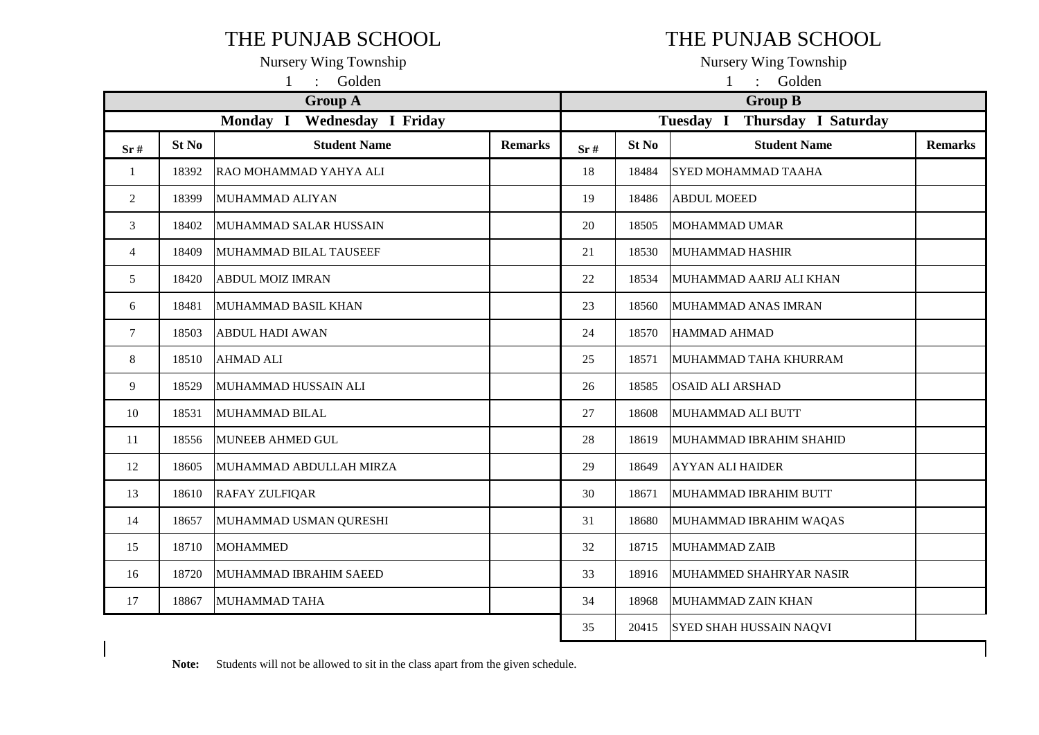# THE PUNJAB SCHOOL

Nursery Wing Township

1 : Golden

| Group A | | | | Group B | | | |
|---|---|---|---|---|---|---|---|
| Monday I Wednesday I Friday | | | | Tuesday I Thursday I Saturday | | | |
| **Sr #** | **St No** | **Student Name** | **Remarks** | **Sr #** | **St No** | **Student Name** | **Remarks** |
| 1 | 18392 | RAO MOHAMMAD YAHYA ALI | | 18 | 18484 | SYED MOHAMMAD TAAHA | |
| 2 | 18399 | MUHAMMAD ALIYAN | | 19 | 18486 | ABDUL MOEED | |
| 3 | 18402 | MUHAMMAD SALAR HUSSAIN | | 20 | 18505 | MOHAMMAD UMAR | |
| 4 | 18409 | MUHAMMAD BILAL TAUSEEF | | 21 | 18530 | MUHAMMAD HASHIR | |
| 5 | 18420 | ABDUL MOIZ IMRAN | | 22 | 18534 | MUHAMMAD AARIJ ALI KHAN | |
| 6 | 18481 | MUHAMMAD BASIL KHAN | | 23 | 18560 | MUHAMMAD ANAS IMRAN | |
| 7 | 18503 | ABDUL HADI AWAN | | 24 | 18570 | HAMMAD AHMAD | |
| 8 | 18510 | AHMAD ALI | | 25 | 18571 | MUHAMMAD TAHA KHURRAM | |
| 9 | 18529 | MUHAMMAD HUSSAIN ALI | | 26 | 18585 | OSAID ALI ARSHAD | |
| 10 | 18531 | MUHAMMAD BILAL | | 27 | 18608 | MUHAMMAD ALI BUTT | |
| 11 | 18556 | MUNEEB AHMED GUL | | 28 | 18619 | MUHAMMAD IBRAHIM SHAHID | |
| 12 | 18605 | MUHAMMAD ABDULLAH MIRZA | | 29 | 18649 | AYYAN ALI HAIDER | |
| 13 | 18610 | RAFAY ZULFIQAR | | 30 | 18671 | MUHAMMAD IBRAHIM BUTT | |
| 14 | 18657 | MUHAMMAD USMAN QURESHI | | 31 | 18680 | MUHAMMAD IBRAHIM WAQAS | |
| 15 | 18710 | MOHAMMED | | 32 | 18715 | MUHAMMAD ZAIB | |
| 16 | 18720 | MUHAMMAD IBRAHIM SAEED | | 33 | 18916 | MUHAMMED SHAHRYAR NASIR | |
| 17 | 18867 | MUHAMMAD TAHA | | 34 | 18968 | MUHAMMAD ZAIN KHAN | |
| | | | | 35 | 20415 | SYED SHAH HUSSAIN NAQVI | |

**Note:** Students will not be allowed to sit in the class apart from the given schedule.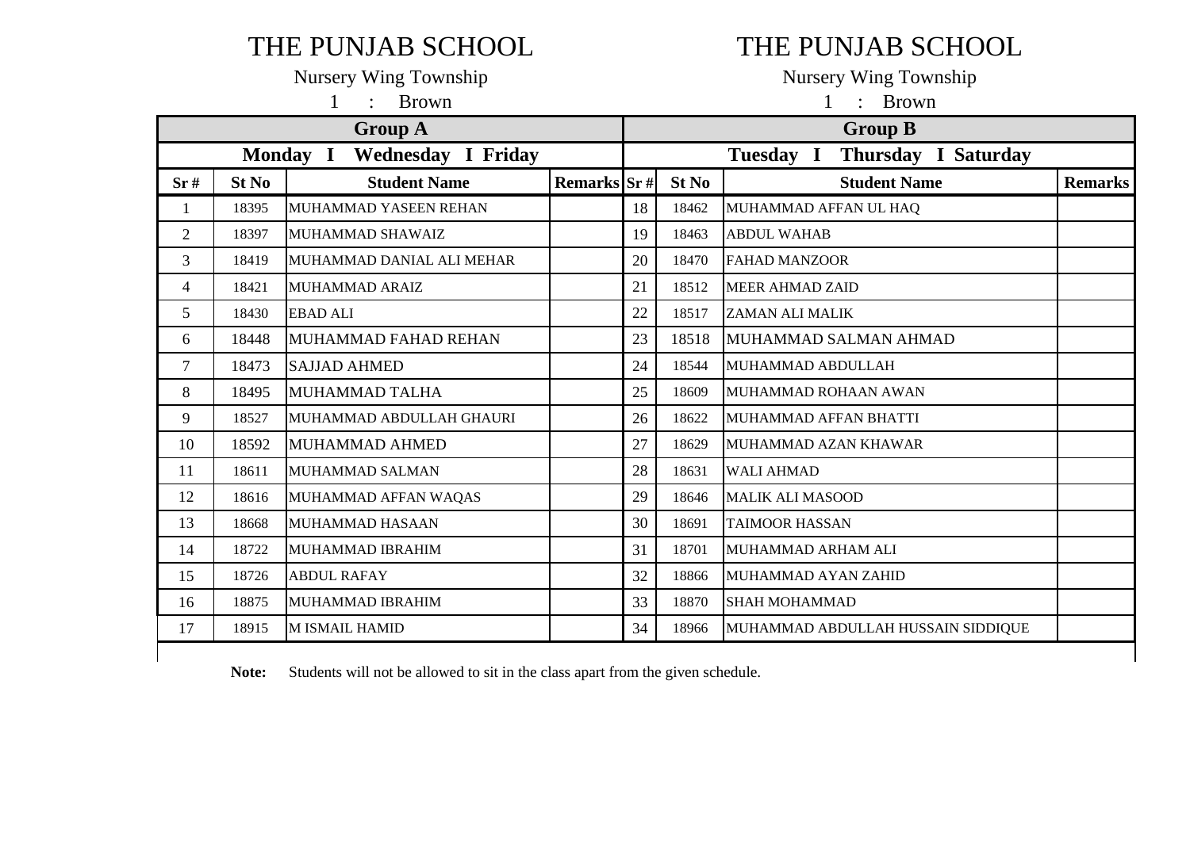# THE PUNJAB SCHOOL

Nursery Wing Township

1 : Brown

| Group A | | | | Group B | | | |
|---|---|---|---|---|---|---|---|
| **Monday I Wednesday I Friday** | | | | **Tuesday I Thursday I Saturday** | | | |
| **Sr #** | **St No** | **Student Name** | **Remarks** | **Sr #** | **St No** | **Student Name** | **Remarks** |
| 1 | 18395 | MUHAMMAD YASEEN REHAN | | 18 | 18462 | MUHAMMAD AFFAN UL HAQ | |
| 2 | 18397 | MUHAMMAD SHAWAIZ | | 19 | 18463 | ABDUL WAHAB | |
| 3 | 18419 | MUHAMMAD DANIAL ALI MEHAR | | 20 | 18470 | FAHAD MANZOOR | |
| 4 | 18421 | MUHAMMAD ARAIZ | | 21 | 18512 | MEER AHMAD ZAID | |
| 5 | 18430 | EBAD ALI | | 22 | 18517 | ZAMAN ALI MALIK | |
| 6 | 18448 | MUHAMMAD FAHAD REHAN | | 23 | 18518 | MUHAMMAD SALMAN AHMAD | |
| 7 | 18473 | SAJJAD AHMED | | 24 | 18544 | MUHAMMAD ABDULLAH | |
| 8 | 18495 | MUHAMMAD TALHA | | 25 | 18609 | MUHAMMAD ROHAAN AWAN | |
| 9 | 18527 | MUHAMMAD ABDULLAH GHAURI | | 26 | 18622 | MUHAMMAD AFFAN BHATTI | |
| 10 | 18592 | MUHAMMAD AHMED | | 27 | 18629 | MUHAMMAD AZAN KHAWAR | |
| 11 | 18611 | MUHAMMAD SALMAN | | 28 | 18631 | WALI AHMAD | |
| 12 | 18616 | MUHAMMAD AFFAN WAQAS | | 29 | 18646 | MALIK ALI MASOOD | |
| 13 | 18668 | MUHAMMAD HASAAN | | 30 | 18691 | TAIMOOR HASSAN | |
| 14 | 18722 | MUHAMMAD IBRAHIM | | 31 | 18701 | MUHAMMAD ARHAM ALI | |
| 15 | 18726 | ABDUL RAFAY | | 32 | 18866 | MUHAMMAD AYAN ZAHID | |
| 16 | 18875 | MUHAMMAD IBRAHIM | | 33 | 18870 | SHAH MOHAMMAD | |
| 17 | 18915 | M ISMAIL HAMID | | 34 | 18966 | MUHAMMAD ABDULLAH HUSSAIN SIDDIQUE | |

**Note:** Students will not be allowed to sit in the class apart from the given schedule.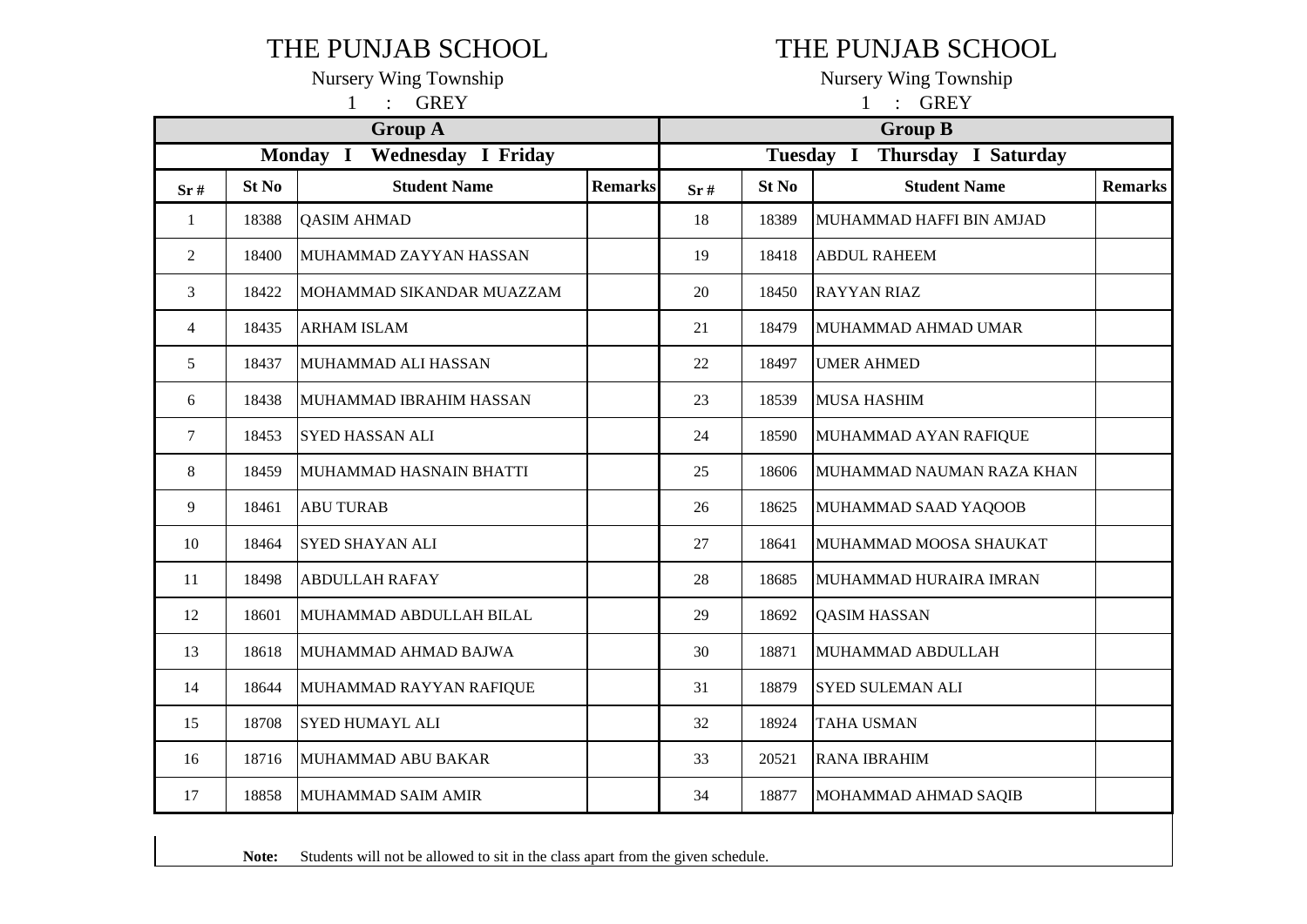# THE PUNJAB SCHOOL

Nursery Wing Township

1 : GREY

| Group A | | | | Group B | | | |
|---|---|---|---|---|---|---|---|
| Monday I Wednesday I Friday | | | | Tuesday I Thursday I Saturday | | | |
| **Sr #** | **St No** | **Student Name** | **Remarks** | **Sr #** | **St No** | **Student Name** | **Remarks** |
| 1 | 18388 | QASIM AHMAD | | 18 | 18389 | MUHAMMAD HAFFI BIN AMJAD | |
| 2 | 18400 | MUHAMMAD ZAYYAN HASSAN | | 19 | 18418 | ABDUL RAHEEM | |
| 3 | 18422 | MOHAMMAD SIKANDAR MUAZZAM | | 20 | 18450 | RAYYAN RIAZ | |
| 4 | 18435 | ARHAM ISLAM | | 21 | 18479 | MUHAMMAD AHMAD UMAR | |
| 5 | 18437 | MUHAMMAD ALI HASSAN | | 22 | 18497 | UMER AHMED | |
| 6 | 18438 | MUHAMMAD IBRAHIM HASSAN | | 23 | 18539 | MUSA HASHIM | |
| 7 | 18453 | SYED HASSAN ALI | | 24 | 18590 | MUHAMMAD AYAN RAFIQUE | |
| 8 | 18459 | MUHAMMAD HASNAIN BHATTI | | 25 | 18606 | MUHAMMAD NAUMAN RAZA KHAN | |
| 9 | 18461 | ABU TURAB | | 26 | 18625 | MUHAMMAD SAAD YAQOOB | |
| 10 | 18464 | SYED SHAYAN ALI | | 27 | 18641 | MUHAMMAD MOOSA SHAUKAT | |
| 11 | 18498 | ABDULLAH RAFAY | | 28 | 18685 | MUHAMMAD HURAIRA IMRAN | |
| 12 | 18601 | MUHAMMAD ABDULLAH BILAL | | 29 | 18692 | QASIM HASSAN | |
| 13 | 18618 | MUHAMMAD AHMAD BAJWA | | 30 | 18871 | MUHAMMAD ABDULLAH | |
| 14 | 18644 | MUHAMMAD RAYYAN RAFIQUE | | 31 | 18879 | SYED SULEMAN ALI | |
| 15 | 18708 | SYED HUMAYL ALI | | 32 | 18924 | TAHA USMAN | |
| 16 | 18716 | MUHAMMAD ABU BAKAR | | 33 | 20521 | RANA IBRAHIM | |
| 17 | 18858 | MUHAMMAD SAIM AMIR | | 34 | 18877 | MOHAMMAD AHMAD SAQIB | |

**Note:** Students will not be allowed to sit in the class apart from the given schedule.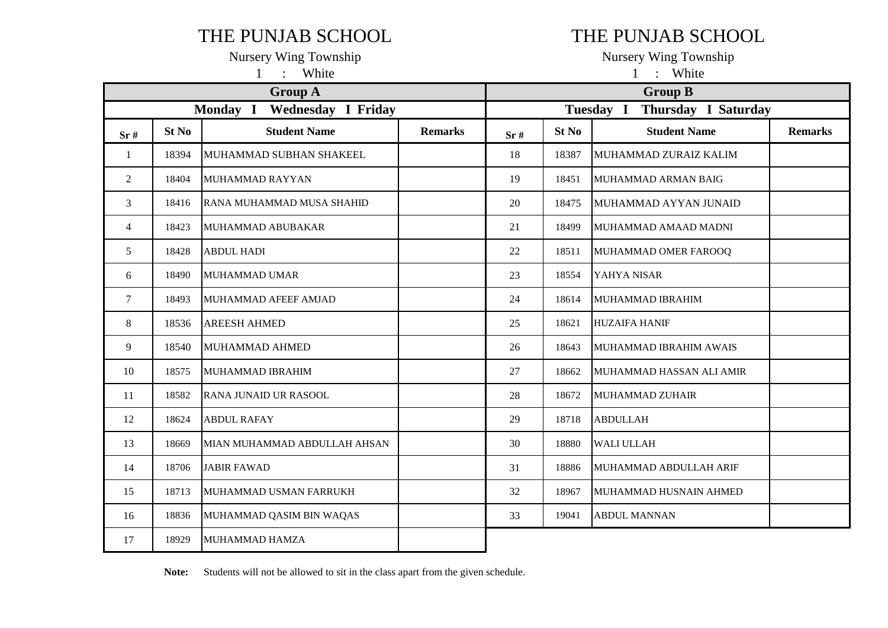# THE PUNJAB SCHOOL

Nursery Wing Township

1 : White

| Group A | | | |
|---|---|---|---|
| **Monday I Wednesday I Friday** | | | |
| **Sr #** | **St No** | **Student Name** | **Remarks** |
| 1 | 18394 | MUHAMMAD SUBHAN SHAKEEL | |
| 2 | 18404 | MUHAMMAD RAYYAN | |
| 3 | 18416 | RANA MUHAMMAD MUSA SHAHID | |
| 4 | 18423 | MUHAMMAD ABUBAKAR | |
| 5 | 18428 | ABDUL HADI | |
| 6 | 18490 | MUHAMMAD UMAR | |
| 7 | 18493 | MUHAMMAD AFEEF AMJAD | |
| 8 | 18536 | AREESH AHMED | |
| 9 | 18540 | MUHAMMAD AHMED | |
| 10 | 18575 | MUHAMMAD IBRAHIM | |
| 11 | 18582 | RANA JUNAID UR RASOOL | |
| 12 | 18624 | ABDUL RAFAY | |
| 13 | 18669 | MIAN MUHAMMAD ABDULLAH AHSAN | |
| 14 | 18706 | JABIR FAWAD | |
| 15 | 18713 | MUHAMMAD USMAN FARRUKH | |
| 16 | 18836 | MUHAMMAD QASIM BIN WAQAS | |
| 17 | 18929 | MUHAMMAD HAMZA | |

# THE PUNJAB SCHOOL

Nursery Wing Township

1 : White

| Group B | | | |
|---|---|---|---|
| **Tuesday I Thursday I Saturday** | | | |
| **Sr #** | **St No** | **Student Name** | **Remarks** |
| 18 | 18387 | MUHAMMAD ZURAIZ KALIM | |
| 19 | 18451 | MUHAMMAD ARMAN BAIG | |
| 20 | 18475 | MUHAMMAD AYYAN JUNAID | |
| 21 | 18499 | MUHAMMAD AMAAD MADNI | |
| 22 | 18511 | MUHAMMAD OMER FAROOQ | |
| 23 | 18554 | YAHYA NISAR | |
| 24 | 18614 | MUHAMMAD IBRAHIM | |
| 25 | 18621 | HUZAIFA HANIF | |
| 26 | 18643 | MUHAMMAD IBRAHIM AWAIS | |
| 27 | 18662 | MUHAMMAD HASSAN ALI AMIR | |
| 28 | 18672 | MUHAMMAD ZUHAIR | |
| 29 | 18718 | ABDULLAH | |
| 30 | 18880 | WALI ULLAH | |
| 31 | 18886 | MUHAMMAD ABDULLAH ARIF | |
| 32 | 18967 | MUHAMMAD HUSNAIN AHMED | |
| 33 | 19041 | ABDUL MANNAN | |

**Note:** Students will not be allowed to sit in the class apart from the given schedule.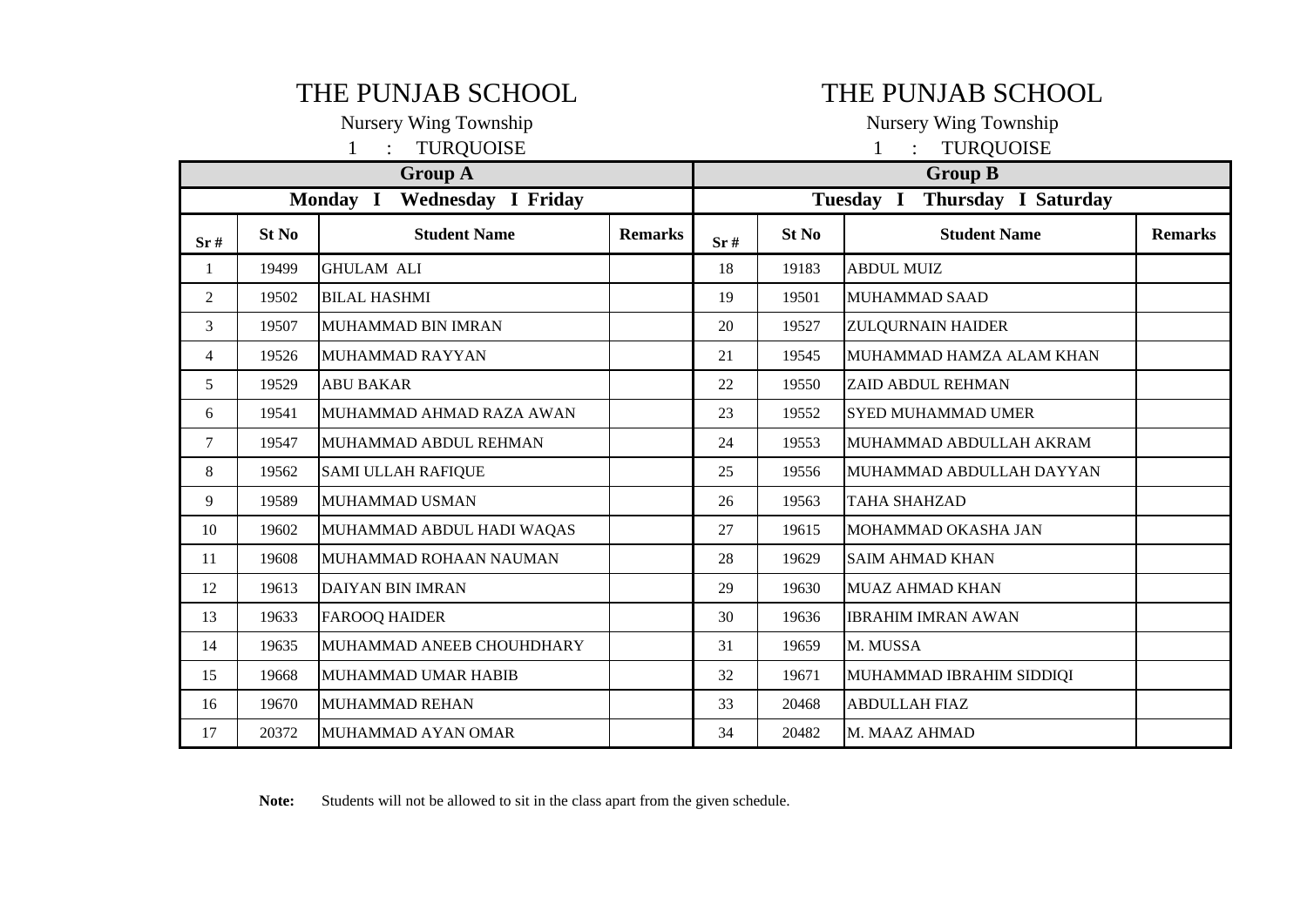# THE PUNJAB SCHOOL

Nursery Wing Township

1 : TURQUOISE

| Group A | | | | Group B | | | |
|---|---|---|---|---|---|---|---|
| **Monday I Wednesday I Friday** | | | | **Tuesday I Thursday I Saturday** | | | |
| **Sr #** | **St No** | **Student Name** | **Remarks** | **Sr #** | **St No** | **Student Name** | **Remarks** |
| 1 | 19499 | GHULAM ALI | | 18 | 19183 | ABDUL MUIZ | |
| 2 | 19502 | BILAL HASHMI | | 19 | 19501 | MUHAMMAD SAAD | |
| 3 | 19507 | MUHAMMAD BIN IMRAN | | 20 | 19527 | ZULQURNAIN HAIDER | |
| 4 | 19526 | MUHAMMAD RAYYAN | | 21 | 19545 | MUHAMMAD HAMZA ALAM KHAN | |
| 5 | 19529 | ABU BAKAR | | 22 | 19550 | ZAID ABDUL REHMAN | |
| 6 | 19541 | MUHAMMAD AHMAD RAZA AWAN | | 23 | 19552 | SYED MUHAMMAD UMER | |
| 7 | 19547 | MUHAMMAD ABDUL REHMAN | | 24 | 19553 | MUHAMMAD ABDULLAH AKRAM | |
| 8 | 19562 | SAMI ULLAH RAFIQUE | | 25 | 19556 | MUHAMMAD ABDULLAH DAYYAN | |
| 9 | 19589 | MUHAMMAD USMAN | | 26 | 19563 | TAHA SHAHZAD | |
| 10 | 19602 | MUHAMMAD ABDUL HADI WAQAS | | 27 | 19615 | MOHAMMAD OKASHA JAN | |
| 11 | 19608 | MUHAMMAD ROHAAN NAUMAN | | 28 | 19629 | SAIM AHMAD KHAN | |
| 12 | 19613 | DAIYAN BIN IMRAN | | 29 | 19630 | MUAZ AHMAD KHAN | |
| 13 | 19633 | FAROOQ HAIDER | | 30 | 19636 | IBRAHIM IMRAN AWAN | |
| 14 | 19635 | MUHAMMAD ANEEB CHOUHDHARY | | 31 | 19659 | M. MUSSA | |
| 15 | 19668 | MUHAMMAD UMAR HABIB | | 32 | 19671 | MUHAMMAD IBRAHIM SIDDIQI | |
| 16 | 19670 | MUHAMMAD REHAN | | 33 | 20468 | ABDULLAH FIAZ | |
| 17 | 20372 | MUHAMMAD AYAN OMAR | | 34 | 20482 | M. MAAZ AHMAD | |

**Note:** Students will not be allowed to sit in the class apart from the given schedule.